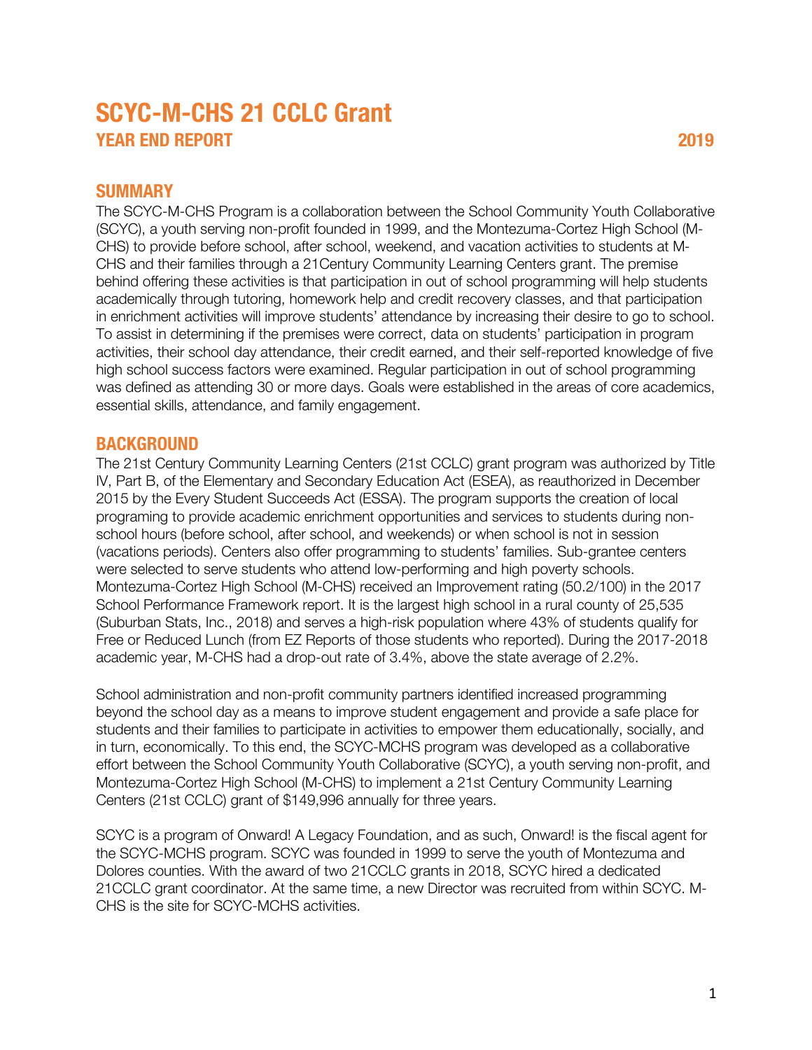# SCYC-M-CHS 21 CCLC Grant

## YEAR END REPORT 2019

## SUMMARY

The SCYC-M-CHS Program is a collaboration between the School Community Youth Collaborative (SCYC), a youth serving non-profit founded in 1999, and the Montezuma-Cortez High School (M-CHS) to provide before school, after school, weekend, and vacation activities to students at M-CHS and their families through a 21Century Community Learning Centers grant. The premise behind offering these activities is that participation in out of school programming will help students academically through tutoring, homework help and credit recovery classes, and that participation in enrichment activities will improve students' attendance by increasing their desire to go to school. To assist in determining if the premises were correct, data on students' participation in program activities, their school day attendance, their credit earned, and their self-reported knowledge of five high school success factors were examined. Regular participation in out of school programming was defined as attending 30 or more days. Goals were established in the areas of core academics, essential skills, attendance, and family engagement.

## BACKGROUND

The 21st Century Community Learning Centers (21st CCLC) grant program was authorized by Title IV, Part B, of the Elementary and Secondary Education Act (ESEA), as reauthorized in December 2015 by the Every Student Succeeds Act (ESSA). The program supports the creation of local programing to provide academic enrichment opportunities and services to students during non-school hours (before school, after school, and weekends) or when school is not in session (vacations periods). Centers also offer programming to students' families. Sub-grantee centers were selected to serve students who attend low-performing and high poverty schools. Montezuma-Cortez High School (M-CHS) received an Improvement rating (50.2/100) in the 2017 School Performance Framework report. It is the largest high school in a rural county of 25,535 (Suburban Stats, Inc., 2018) and serves a high-risk population where 43% of students qualify for Free or Reduced Lunch (from EZ Reports of those students who reported). During the 2017-2018 academic year, M-CHS had a drop-out rate of 3.4%, above the state average of 2.2%.

School administration and non-profit community partners identified increased programming beyond the school day as a means to improve student engagement and provide a safe place for students and their families to participate in activities to empower them educationally, socially, and in turn, economically. To this end, the SCYC-MCHS program was developed as a collaborative effort between the School Community Youth Collaborative (SCYC), a youth serving non-profit, and Montezuma-Cortez High School (M-CHS) to implement a 21st Century Community Learning Centers (21st CCLC) grant of $149,996 annually for three years.

SCYC is a program of Onward! A Legacy Foundation, and as such, Onward! is the fiscal agent for the SCYC-MCHS program. SCYC was founded in 1999 to serve the youth of Montezuma and Dolores counties. With the award of two 21CCLC grants in 2018, SCYC hired a dedicated 21CCLC grant coordinator. At the same time, a new Director was recruited from within SCYC. M-CHS is the site for SCYC-MCHS activities.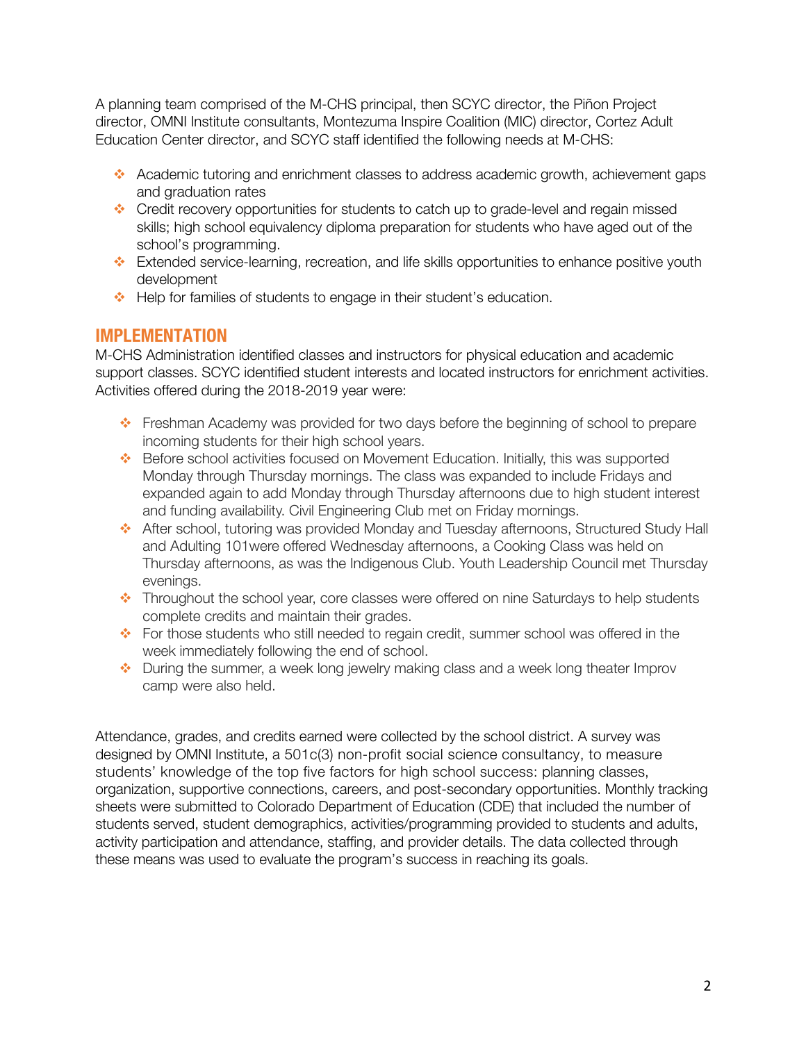A planning team comprised of the M-CHS principal, then SCYC director, the Piñon Project director, OMNI Institute consultants, Montezuma Inspire Coalition (MIC) director, Cortez Adult Education Center director, and SCYC staff identified the following needs at M-CHS:

- Academic tutoring and enrichment classes to address academic growth, achievement gaps and graduation rates
- Credit recovery opportunities for students to catch up to grade-level and regain missed skills; high school equivalency diploma preparation for students who have aged out of the school's programming.
- Extended service-learning, recreation, and life skills opportunities to enhance positive youth development
- Help for families of students to engage in their student's education.

## IMPLEMENTATION

M-CHS Administration identified classes and instructors for physical education and academic support classes. SCYC identified student interests and located instructors for enrichment activities. Activities offered during the 2018-2019 year were:

- Freshman Academy was provided for two days before the beginning of school to prepare incoming students for their high school years.
- Before school activities focused on Movement Education. Initially, this was supported Monday through Thursday mornings. The class was expanded to include Fridays and expanded again to add Monday through Thursday afternoons due to high student interest and funding availability. Civil Engineering Club met on Friday mornings.
- After school, tutoring was provided Monday and Tuesday afternoons, Structured Study Hall and Adulting 101were offered Wednesday afternoons, a Cooking Class was held on Thursday afternoons, as was the Indigenous Club. Youth Leadership Council met Thursday evenings.
- Throughout the school year, core classes were offered on nine Saturdays to help students complete credits and maintain their grades.
- For those students who still needed to regain credit, summer school was offered in the week immediately following the end of school.
- During the summer, a week long jewelry making class and a week long theater Improv camp were also held.

Attendance, grades, and credits earned were collected by the school district. A survey was designed by OMNI Institute, a 501c(3) non-profit social science consultancy, to measure students' knowledge of the top five factors for high school success: planning classes, organization, supportive connections, careers, and post-secondary opportunities. Monthly tracking sheets were submitted to Colorado Department of Education (CDE) that included the number of students served, student demographics, activities/programming provided to students and adults, activity participation and attendance, staffing, and provider details. The data collected through these means was used to evaluate the program's success in reaching its goals.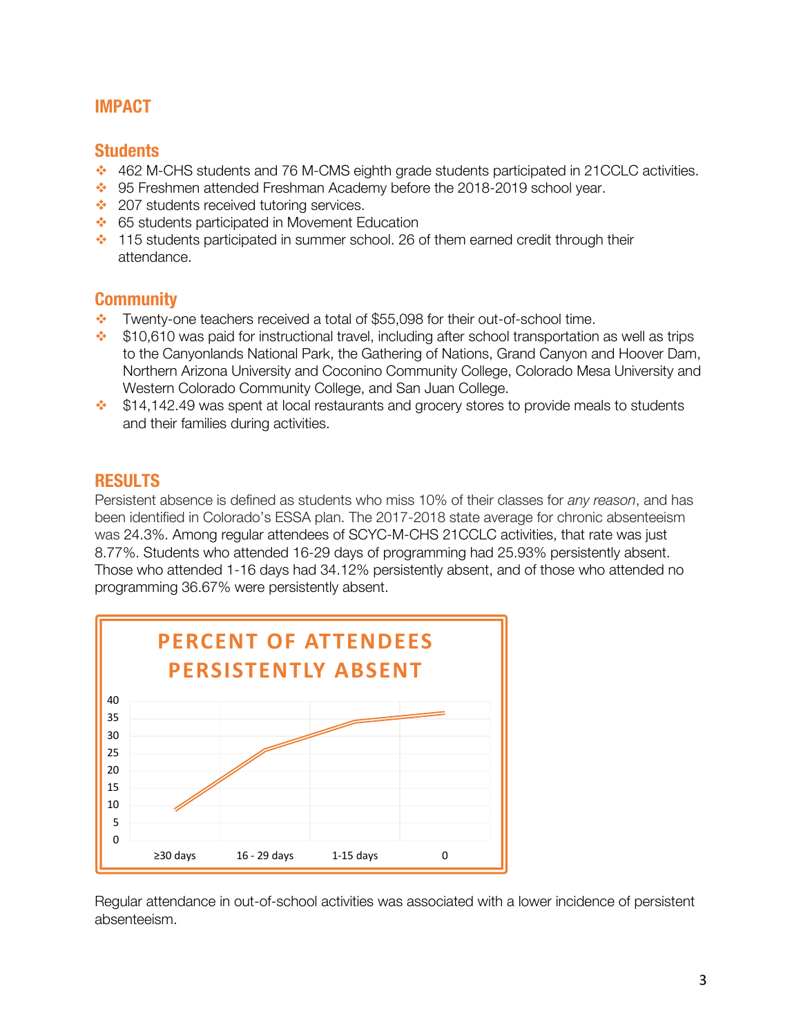# IMPACT

## Students

- 462 M-CHS students and 76 M-CMS eighth grade students participated in 21CCLC activities.
- 95 Freshmen attended Freshman Academy before the 2018-2019 school year.
- 207 students received tutoring services.
- 65 students participated in Movement Education
- 115 students participated in summer school. 26 of them earned credit through their attendance.

## Community

- Twenty-one teachers received a total of $55,098 for their out-of-school time.
- $10,610 was paid for instructional travel, including after school transportation as well as trips to the Canyonlands National Park, the Gathering of Nations, Grand Canyon and Hoover Dam, Northern Arizona University and Coconino Community College, Colorado Mesa University and Western Colorado Community College, and San Juan College.
- $14,142.49 was spent at local restaurants and grocery stores to provide meals to students and their families during activities.

# RESULTS

Persistent absence is defined as students who miss 10% of their classes for *any reason*, and has been identified in Colorado's ESSA plan. The 2017-2018 state average for chronic absenteeism was 24.3%. Among regular attendees of SCYC-M-CHS 21CCLC activities, that rate was just 8.77%. Students who attended 16-29 days of programming had 25.93% persistently absent. Those who attended 1-16 days had 34.12% persistently absent, and of those who attended no programming 36.67% were persistently absent.

**PERCENT OF ATTENDEES PERSISTENTLY ABSENT**

| Days attended | Percent persistently absent |
|---|---|
| ≥30 days | 8.77 |
| 16 - 29 days | 25.93 |
| 1-15 days | 34.12 |
| 0 | 36.67 |

Regular attendance in out-of-school activities was associated with a lower incidence of persistent absenteeism.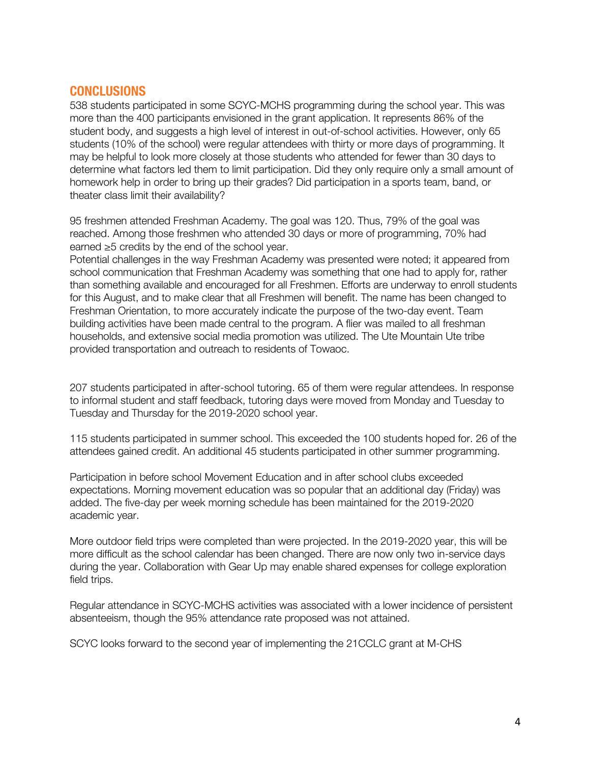## CONCLUSIONS

538 students participated in some SCYC-MCHS programming during the school year. This was more than the 400 participants envisioned in the grant application. It represents 86% of the student body, and suggests a high level of interest in out-of-school activities. However, only 65 students (10% of the school) were regular attendees with thirty or more days of programming. It may be helpful to look more closely at those students who attended for fewer than 30 days to determine what factors led them to limit participation. Did they only require only a small amount of homework help in order to bring up their grades? Did participation in a sports team, band, or theater class limit their availability?

95 freshmen attended Freshman Academy. The goal was 120. Thus, 79% of the goal was reached. Among those freshmen who attended 30 days or more of programming, 70% had earned ≥5 credits by the end of the school year.

Potential challenges in the way Freshman Academy was presented were noted; it appeared from school communication that Freshman Academy was something that one had to apply for, rather than something available and encouraged for all Freshmen. Efforts are underway to enroll students for this August, and to make clear that all Freshmen will benefit. The name has been changed to Freshman Orientation, to more accurately indicate the purpose of the two-day event. Team building activities have been made central to the program. A flier was mailed to all freshman households, and extensive social media promotion was utilized. The Ute Mountain Ute tribe provided transportation and outreach to residents of Towaoc.

207 students participated in after-school tutoring. 65 of them were regular attendees. In response to informal student and staff feedback, tutoring days were moved from Monday and Tuesday to Tuesday and Thursday for the 2019-2020 school year.

115 students participated in summer school. This exceeded the 100 students hoped for. 26 of the attendees gained credit. An additional 45 students participated in other summer programming.

Participation in before school Movement Education and in after school clubs exceeded expectations. Morning movement education was so popular that an additional day (Friday) was added. The five-day per week morning schedule has been maintained for the 2019-2020 academic year.

More outdoor field trips were completed than were projected. In the 2019-2020 year, this will be more difficult as the school calendar has been changed. There are now only two in-service days during the year. Collaboration with Gear Up may enable shared expenses for college exploration field trips.

Regular attendance in SCYC-MCHS activities was associated with a lower incidence of persistent absenteeism, though the 95% attendance rate proposed was not attained.

SCYC looks forward to the second year of implementing the 21CCLC grant at M-CHS